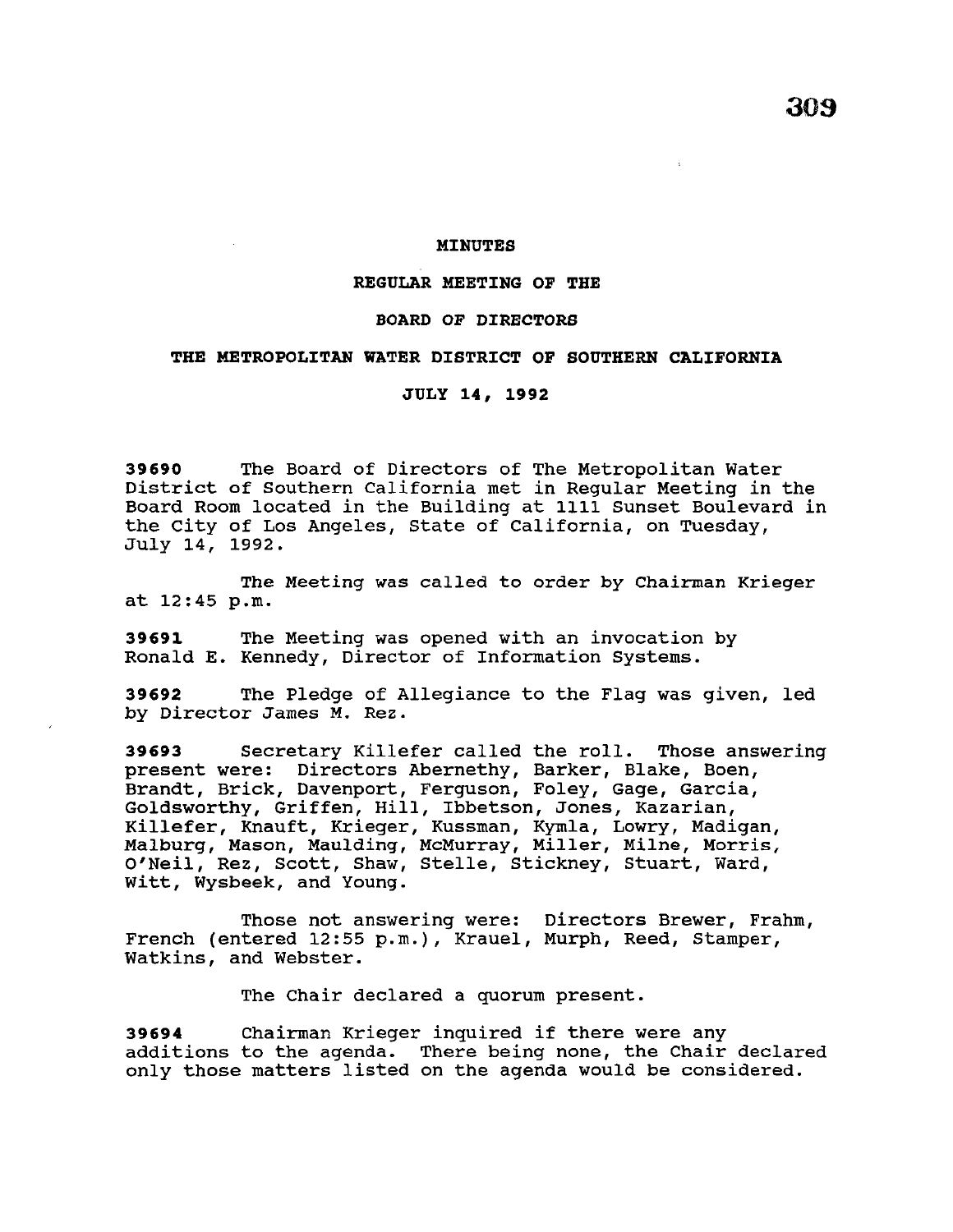# MINUTES

## REGULAR MEETING OF THE

## BOARD OF DIRECTORS

## THE METROPOLITAN WATER DISTRICT OF SOUTHERN CALIFORNIA

## JULY 14, 1992

**39690** The Board of Directors of The Metropolitan Water District of Southern California met in Regular Meeting in the Board Room located in the Building at 1111 Sunset Boulevard in the City of Los Angeles, State of California, on Tuesday, July 14, 1992.

The Meeting was called to order by Chairman Krieger at 12:45 p.m.

**39691** The Meeting was opened with an invocation by Ronald E. Kennedy, Director of Information Systems.

**39692** The Pledge of Allegiance to the Flag was given, led by Director James M. Rez.

**39693** Secretary Killefer called the roll. Those answering present were: Directors Abernethy, Barker, Blake, Boen, Brandt, Brick, Davenport, Ferguson, Foley, Gage, Garcia, Goldsworthy, Griffen, Hill, Ibbetson, Jones, Kazarian, Killefer, Knauft, Krieger, Kussman, Kymla, Lowry, Madigan, Malburg, Mason, Maulding, McMurray, Miller, Milne, Morris, O'Neil, Rez, Scott, Shaw, Stelle, Stickney, Stuart, Ward, Witt, Wysbeek, and Young.

Those not answering were: Directors Brewer, Frahm, French (entered 12:55 p.m.), Krauel, Murph, Reed, Stamper, Watkins, and Webster.

The Chair declared a quorum present.

**39694** Chairman Krieger inquired if there were any additions to the agenda. There being none, the Chair declared only those matters listed on the agenda would be considered.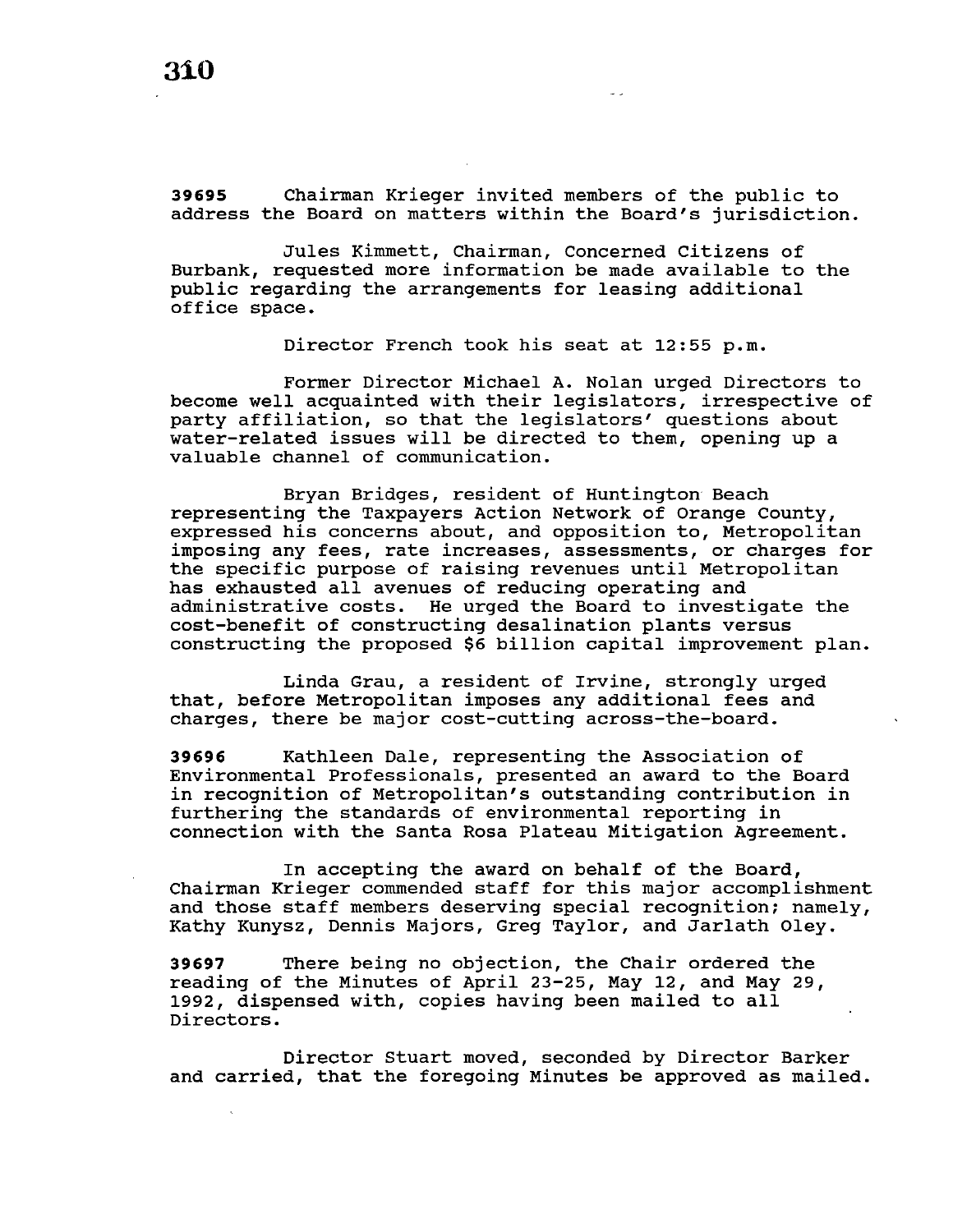**39695** Chairman Krieger invited members of the public to address the Board on matters within the Board's jurisdiction.

Jules Kimmett, Chairman, Concerned Citizens of Burbank, requested more information be made available to the public regarding the arrangements for leasing additional office space.

Director French took his seat at 12:55 p.m.

Former Director Michael A. Nolan urged Directors to become well acquainted with their legislators, irrespective of party affiliation, so that the legislators' questions about water-related issues will be directed to them, opening up a valuable channel of communication.

Bryan Bridges, resident of Huntington Beach representing the Taxpayers Action Network of Orange County, expressed his concerns about, and opposition to, Metropolitan imposing any fees, rate increases, assessments, or charges for the specific purpose of raising revenues until Metropolitan has exhausted all avenues of reducing operating and administrative costs. He urged the Board to investigate the cost-benefit of constructing desalination plants versus constructing the proposed $6 billion capital improvement plan.

Linda Grau, a resident of Irvine, strongly urged that, before Metropolitan imposes any additional fees and charges, there be major cost-cutting across-the-board.

**39696** Kathleen Dale, representing the Association of Environmental Professionals, presented an award to the Board in recognition of Metropolitan's outstanding contribution in furthering the standards of environmental reporting in connection with the Santa Rosa Plateau Mitigation Agreement.

In accepting the award on behalf of the Board, Chairman Krieger commended staff for this major accomplishment and those staff members deserving special recognition; namely, Kathy Kunysz, Dennis Majors, Greg Taylor, and Jarlath Oley.

**39697** There being no objection, the Chair ordered the reading of the Minutes of April 23-25, May 12, and May 29, 1992, dispensed with, copies having been mailed to all Directors.

Director Stuart moved, seconded by Director Barker and carried, that the foregoing Minutes be approved as mailed.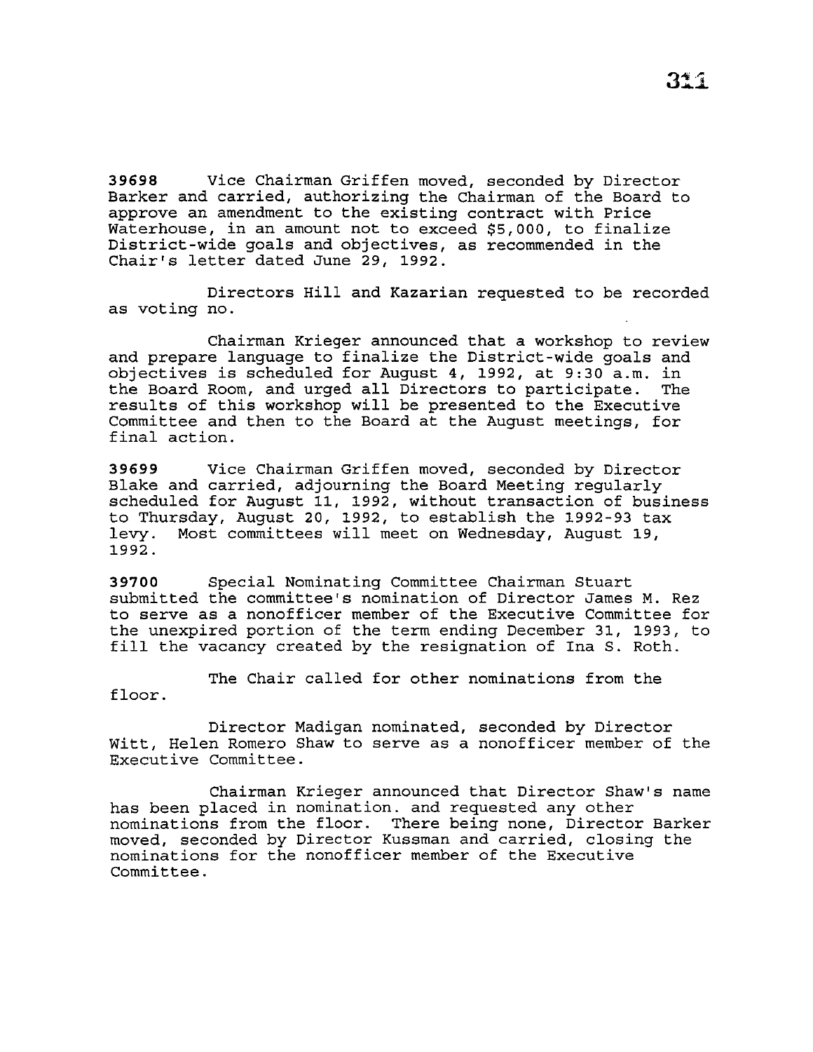**39698** Vice Chairman Griffen moved, seconded by Director Barker and carried, authorizing the Chairman of the Board to approve an amendment to the existing contract with Price Waterhouse, in an amount not to exceed $5,000, to finalize District-wide goals and objectives, as recommended in the Chair's letter dated June 29, 1992.

Directors Hill and Kazarian requested to be recorded as voting no.

Chairman Krieger announced that a workshop to review and prepare language to finalize the District-wide goals and objectives is scheduled for August 4, 1992, at 9:30 a.m. in the Board Room, and urged all Directors to participate. The results of this workshop will be presented to the Executive Committee and then to the Board at the August meetings, for final action.

**39699** Vice Chairman Griffen moved, seconded by Director Blake and carried, adjourning the Board Meeting regularly scheduled for August 11, 1992, without transaction of business to Thursday, August 20, 1992, to establish the 1992-93 tax levy. Most committees will meet on Wednesday, August 19, 1992.

**39700** Special Nominating Committee Chairman Stuart submitted the committee's nomination of Director James M. Rez to serve as a nonofficer member of the Executive Committee for the unexpired portion of the term ending December 31, 1993, to fill the vacancy created by the resignation of Ina S. Roth.

The Chair called for other nominations from the floor.

Director Madigan nominated, seconded by Director Witt, Helen Romero Shaw to serve as a nonofficer member of the Executive Committee.

Chairman Krieger announced that Director Shaw's name has been placed in nomination. and requested any other nominations from the floor. There being none, Director Barker moved, seconded by Director Kussman and carried, closing the nominations for the nonofficer member of the Executive Committee.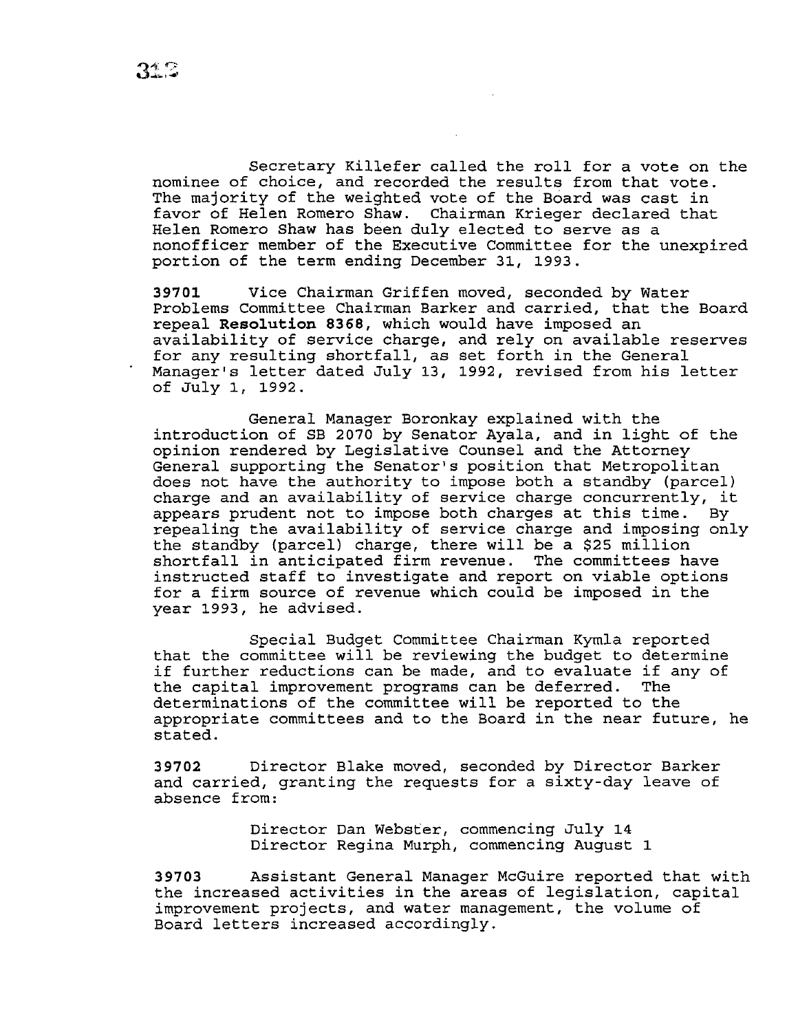Secretary Killefer called the roll for a vote on the nominee of choice, and recorded the results from that vote. The majority of the weighted vote of the Board was cast in favor of Helen Romero Shaw. Chairman Krieger declared that Helen Romero Shaw has been duly elected to serve as a nonofficer member of the Executive Committee for the unexpired portion of the term ending December 31, 1993.

**39701** Vice Chairman Griffen moved, seconded by Water Problems Committee Chairman Barker and carried, that the Board repeal **Resolution 8368**, which would have imposed an availability of service charge, and rely on available reserves for any resulting shortfall, as set forth in the General Manager's letter dated July 13, 1992, revised from his letter of July 1, 1992.

General Manager Boronkay explained with the introduction of SB 2070 by Senator Ayala, and in light of the opinion rendered by Legislative Counsel and the Attorney General supporting the Senator's position that Metropolitan does not have the authority to impose both a standby (parcel) charge and an availability of service charge concurrently, it appears prudent not to impose both charges at this time. By repealing the availability of service charge and imposing only the standby (parcel) charge, there will be a $25 million shortfall in anticipated firm revenue. The committees have instructed staff to investigate and report on viable options for a firm source of revenue which could be imposed in the year 1993, he advised.

Special Budget Committee Chairman Kymla reported that the committee will be reviewing the budget to determine if further reductions can be made, and to evaluate if any of the capital improvement programs can be deferred. The determinations of the committee will be reported to the appropriate committees and to the Board in the near future, he stated.

**39702** Director Blake moved, seconded by Director Barker and carried, granting the requests for a sixty-day leave of absence from:

Director Dan Webster, commencing July 14
Director Regina Murph, commencing August 1

**39703** Assistant General Manager McGuire reported that with the increased activities in the areas of legislation, capital improvement projects, and water management, the volume of Board letters increased accordingly.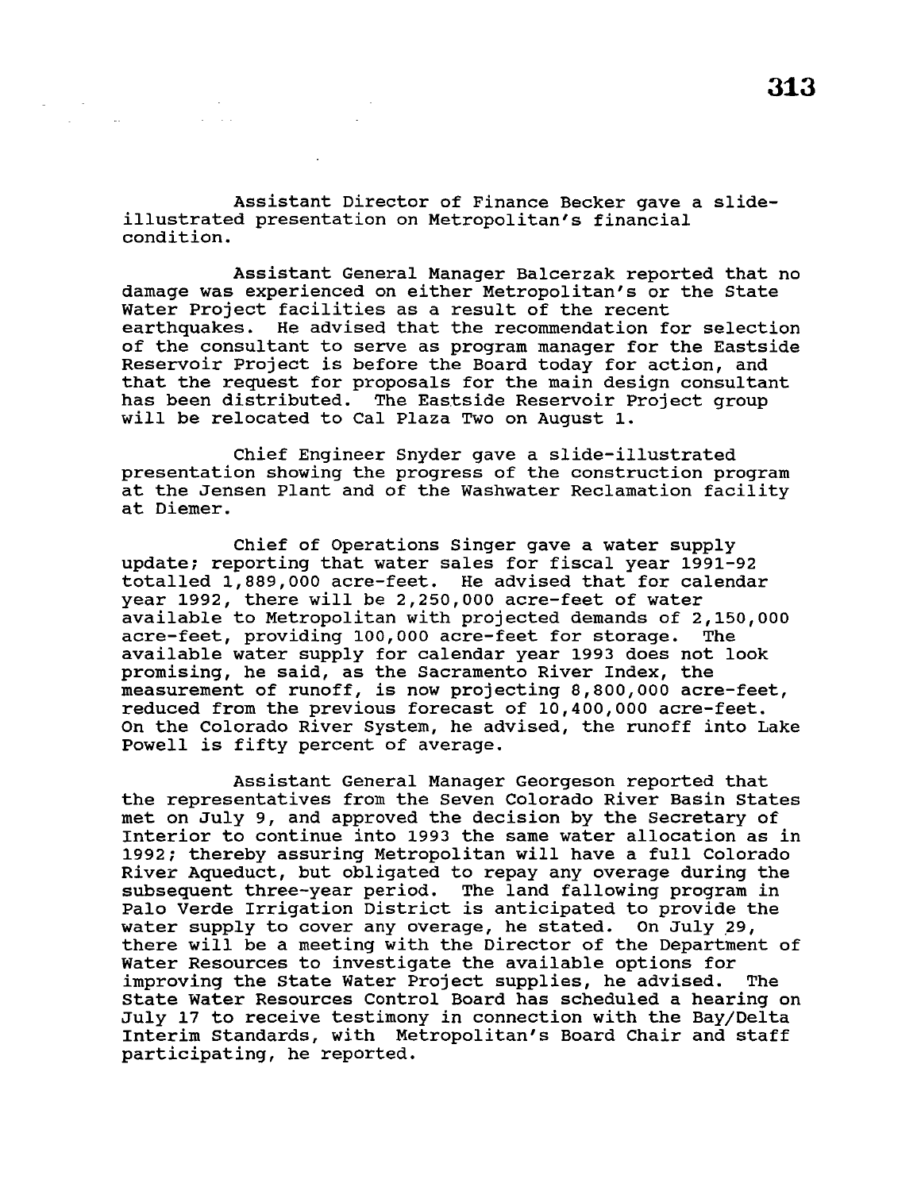Assistant Director of Finance Becker gave a slide-illustrated presentation on Metropolitan's financial condition.

Assistant General Manager Balcerzak reported that no damage was experienced on either Metropolitan's or the State Water Project facilities as a result of the recent earthquakes. He advised that the recommendation for selection of the consultant to serve as program manager for the Eastside Reservoir Project is before the Board today for action, and that the request for proposals for the main design consultant has been distributed. The Eastside Reservoir Project group will be relocated to Cal Plaza Two on August 1.

Chief Engineer Snyder gave a slide-illustrated presentation showing the progress of the construction program at the Jensen Plant and of the Washwater Reclamation facility at Diemer.

Chief of Operations Singer gave a water supply update; reporting that water sales for fiscal year 1991-92 totalled 1,889,000 acre-feet. He advised that for calendar year 1992, there will be 2,250,000 acre-feet of water available to Metropolitan with projected demands of 2,150,000 acre-feet, providing 100,000 acre-feet for storage. The available water supply for calendar year 1993 does not look promising, he said, as the Sacramento River Index, the measurement of runoff, is now projecting 8,800,000 acre-feet, reduced from the previous forecast of 10,400,000 acre-feet. On the Colorado River System, he advised, the runoff into Lake Powell is fifty percent of average.

Assistant General Manager Georgeson reported that the representatives from the Seven Colorado River Basin States met on July 9, and approved the decision by the Secretary of Interior to continue into 1993 the same water allocation as in 1992; thereby assuring Metropolitan will have a full Colorado River Aqueduct, but obligated to repay any overage during the subsequent three-year period. The land fallowing program in Palo Verde Irrigation District is anticipated to provide the water supply to cover any overage, he stated. On July 29, there will be a meeting with the Director of the Department of Water Resources to investigate the available options for improving the State Water Project supplies, he advised. The State Water Resources Control Board has scheduled a hearing on July 17 to receive testimony in connection with the Bay/Delta Interim Standards, with Metropolitan's Board Chair and staff participating, he reported.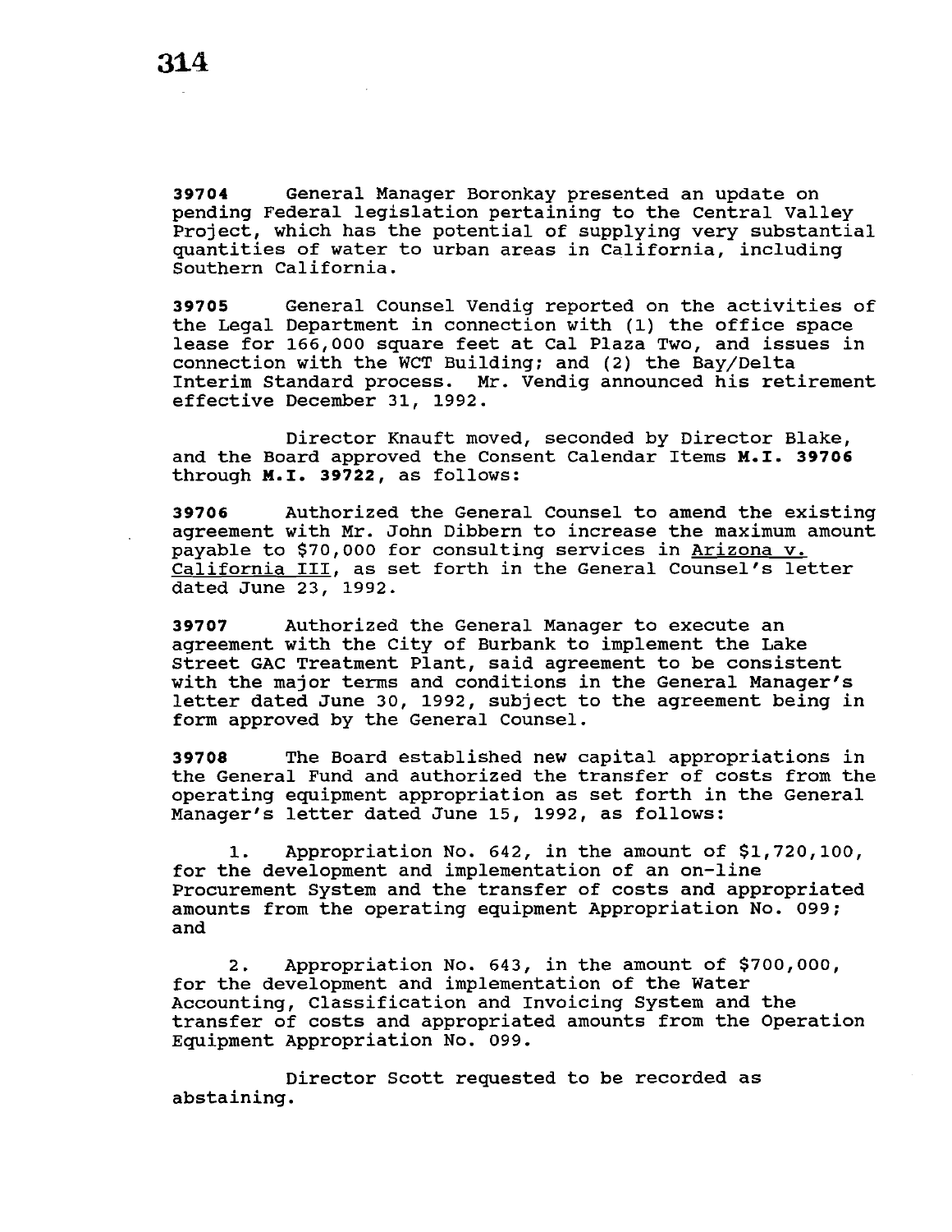**39704** General Manager Boronkay presented an update on pending Federal legislation pertaining to the Central Valley Project, which has the potential of supplying very substantial quantities of water to urban areas in California, including Southern California.

**39705** General Counsel Vendig reported on the activities of the Legal Department in connection with (1) the office space lease for 166,000 square feet at Cal Plaza Two, and issues in connection with the WCT Building; and (2) the Bay/Delta Interim Standard process. Mr. Vendig announced his retirement effective December 31, 1992.

Director Knauft moved, seconded by Director Blake, and the Board approved the Consent Calendar Items **M.I. 39706** through **M.I. 39722**, as follows:

**39706** Authorized the General Counsel to amend the existing agreement with Mr. John Dibbern to increase the maximum amount payable to $70,000 for consulting services in Arizona v. California III, as set forth in the General Counsel's letter dated June 23, 1992.

**39707** Authorized the General Manager to execute an agreement with the City of Burbank to implement the Lake Street GAC Treatment Plant, said agreement to be consistent with the major terms and conditions in the General Manager's letter dated June 30, 1992, subject to the agreement being in form approved by the General Counsel.

**39708** The Board established new capital appropriations in the General Fund and authorized the transfer of costs from the operating equipment appropriation as set forth in the General Manager's letter dated June 15, 1992, as follows:

1. Appropriation No. 642, in the amount of $1,720,100, for the development and implementation of an on-line Procurement System and the transfer of costs and appropriated amounts from the operating equipment Appropriation No. 099; and

2. Appropriation No. 643, in the amount of $700,000, for the development and implementation of the Water Accounting, Classification and Invoicing System and the transfer of costs and appropriated amounts from the Operation Equipment Appropriation No. 099.

Director Scott requested to be recorded as abstaining.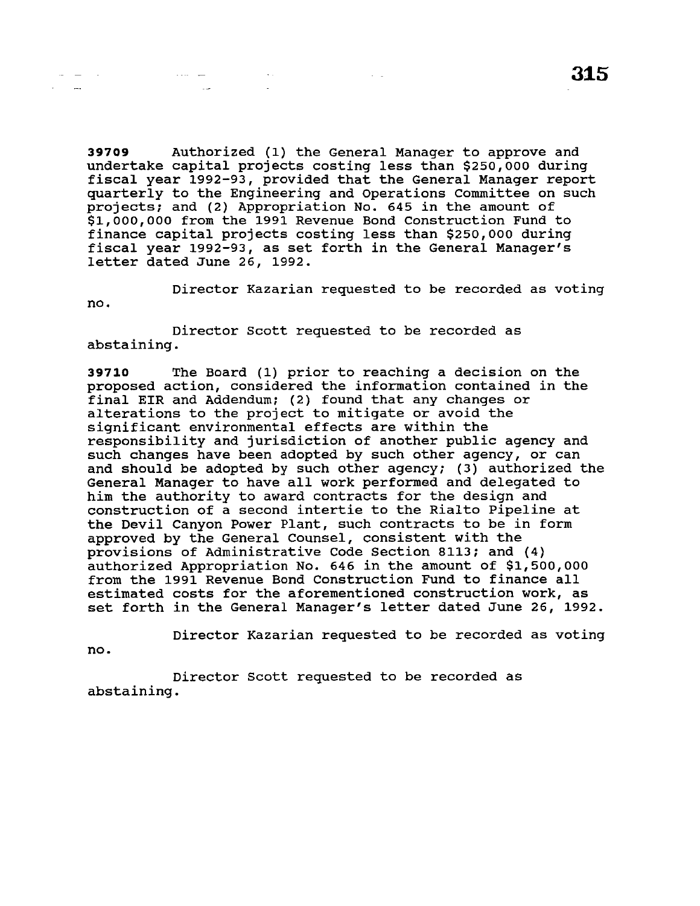**39709** Authorized (1) the General Manager to approve and undertake capital projects costing less than $250,000 during fiscal year 1992-93, provided that the General Manager report quarterly to the Engineering and Operations Committee on such projects; and (2) Appropriation No. 645 in the amount of $1,000,000 from the 1991 Revenue Bond Construction Fund to finance capital projects costing less than $250,000 during fiscal year 1992-93, as set forth in the General Manager's letter dated June 26, 1992.

Director Kazarian requested to be recorded as voting no.

Director Scott requested to be recorded as abstaining.

**39710** The Board (1) prior to reaching a decision on the proposed action, considered the information contained in the final EIR and Addendum; (2) found that any changes or alterations to the project to mitigate or avoid the significant environmental effects are within the responsibility and jurisdiction of another public agency and such changes have been adopted by such other agency, or can and should be adopted by such other agency; (3) authorized the General Manager to have all work performed and delegated to him the authority to award contracts for the design and construction of a second intertie to the Rialto Pipeline at the Devil Canyon Power Plant, such contracts to be in form approved by the General Counsel, consistent with the provisions of Administrative Code Section 8113; and (4) authorized Appropriation No. 646 in the amount of $1,500,000 from the 1991 Revenue Bond Construction Fund to finance all estimated costs for the aforementioned construction work, as set forth in the General Manager's letter dated June 26, 1992.

Director Kazarian requested to be recorded as voting no.

Director Scott requested to be recorded as abstaining.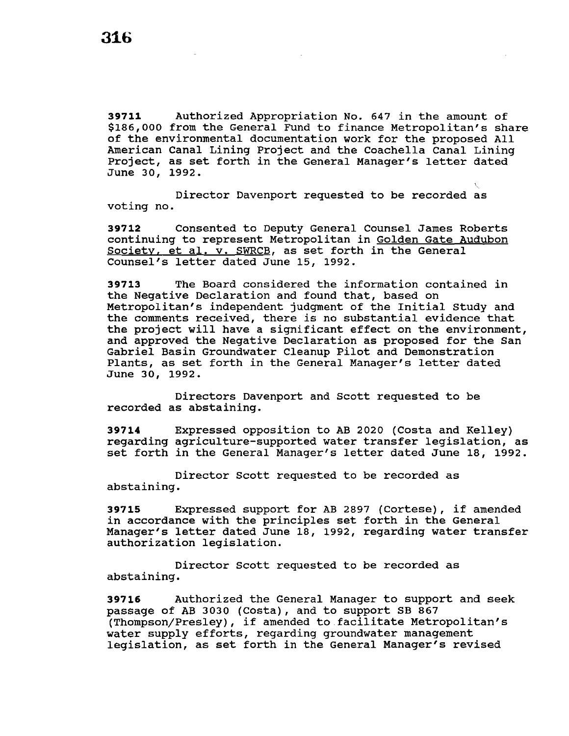**39711** Authorized Appropriation No. 647 in the amount of $186,000 from the General Fund to finance Metropolitan's share of the environmental documentation work for the proposed All American Canal Lining Project and the Coachella Canal Lining Project, as set forth in the General Manager's letter dated June 30, 1992.

Director Davenport requested to be recorded as voting no.

**39712** Consented to Deputy General Counsel James Roberts continuing to represent Metropolitan in Golden Gate Audubon Society, et al. v. SWRCB, as set forth in the General Counsel's letter dated June 15, 1992.

**39713** The Board considered the information contained in the Negative Declaration and found that, based on Metropolitan's independent judgment of the Initial Study and the comments received, there is no substantial evidence that the project will have a significant effect on the environment, and approved the Negative Declaration as proposed for the San Gabriel Basin Groundwater Cleanup Pilot and Demonstration Plants, as set forth in the General Manager's letter dated June 30, 1992.

Directors Davenport and Scott requested to be recorded as abstaining.

**39714** Expressed opposition to AB 2020 (Costa and Kelley) regarding agriculture-supported water transfer legislation, as set forth in the General Manager's letter dated June 18, 1992.

Director Scott requested to be recorded as abstaining.

**39715** Expressed support for AB 2897 (Cortese), if amended in accordance with the principles set forth in the General Manager's letter dated June 18, 1992, regarding water transfer authorization legislation.

Director Scott requested to be recorded as abstaining.

**39716** Authorized the General Manager to support and seek passage of AB 3030 (Costa), and to support SB 867 (Thompson/Presley), if amended to facilitate Metropolitan's water supply efforts, regarding groundwater management legislation, as set forth in the General Manager's revised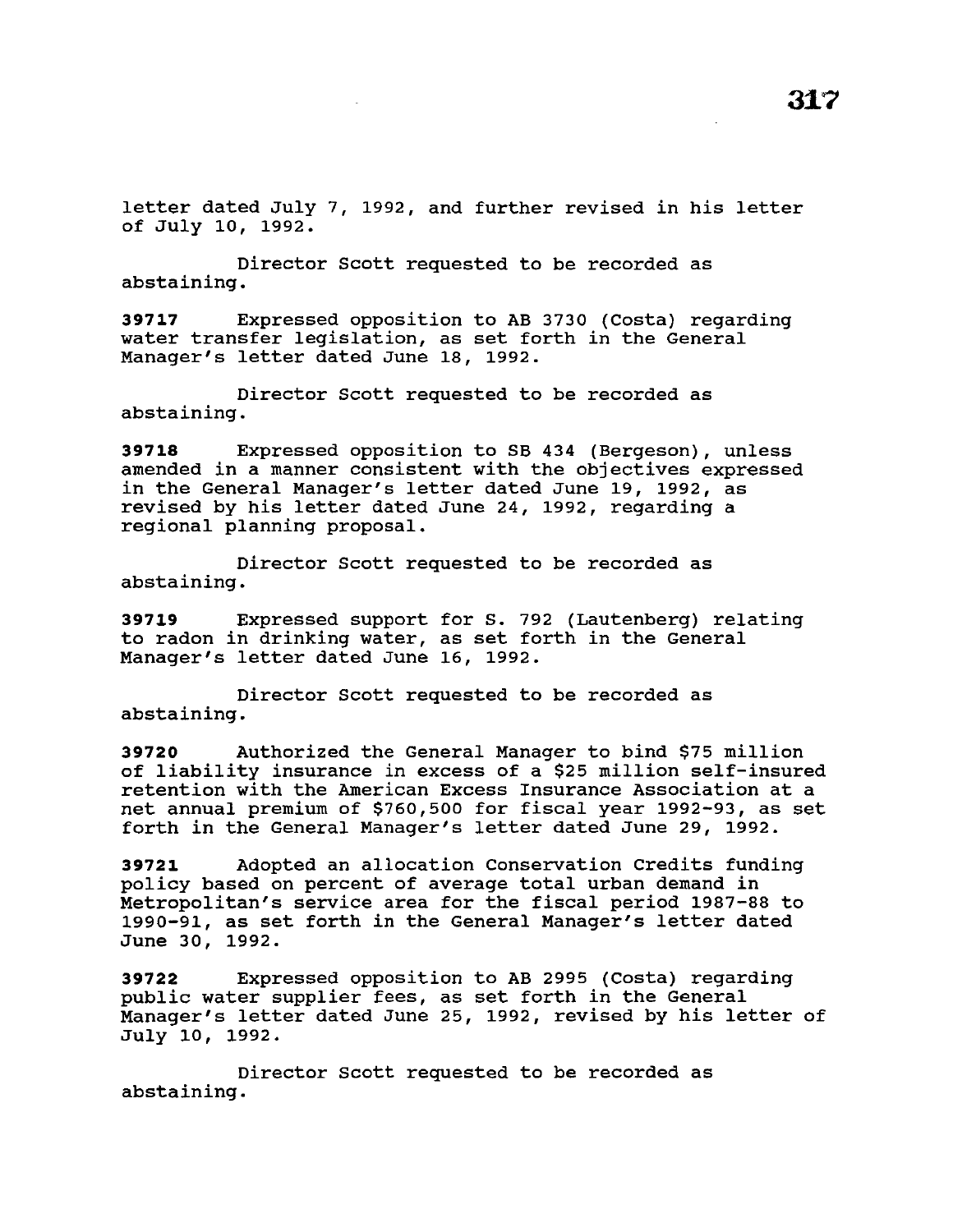letter dated July 7, 1992, and further revised in his letter of July 10, 1992.

Director Scott requested to be recorded as abstaining.

**39717** Expressed opposition to AB 3730 (Costa) regarding water transfer legislation, as set forth in the General Manager's letter dated June 18, 1992.

Director Scott requested to be recorded as abstaining.

**39718** Expressed opposition to SB 434 (Bergeson), unless amended in a manner consistent with the objectives expressed in the General Manager's letter dated June 19, 1992, as revised by his letter dated June 24, 1992, regarding a regional planning proposal.

Director Scott requested to be recorded as abstaining.

**39719** Expressed support for S. 792 (Lautenberg) relating to radon in drinking water, as set forth in the General Manager's letter dated June 16, 1992.

Director Scott requested to be recorded as abstaining.

**39720** Authorized the General Manager to bind $75 million of liability insurance in excess of a $25 million self-insured retention with the American Excess Insurance Association at a net annual premium of $760,500 for fiscal year 1992-93, as set forth in the General Manager's letter dated June 29, 1992.

**39721** Adopted an allocation Conservation Credits funding policy based on percent of average total urban demand in Metropolitan's service area for the fiscal period 1987-88 to 1990-91, as set forth in the General Manager's letter dated June 30, 1992.

**39722** Expressed opposition to AB 2995 (Costa) regarding public water supplier fees, as set forth in the General Manager's letter dated June 25, 1992, revised by his letter of July 10, 1992.

Director Scott requested to be recorded as abstaining.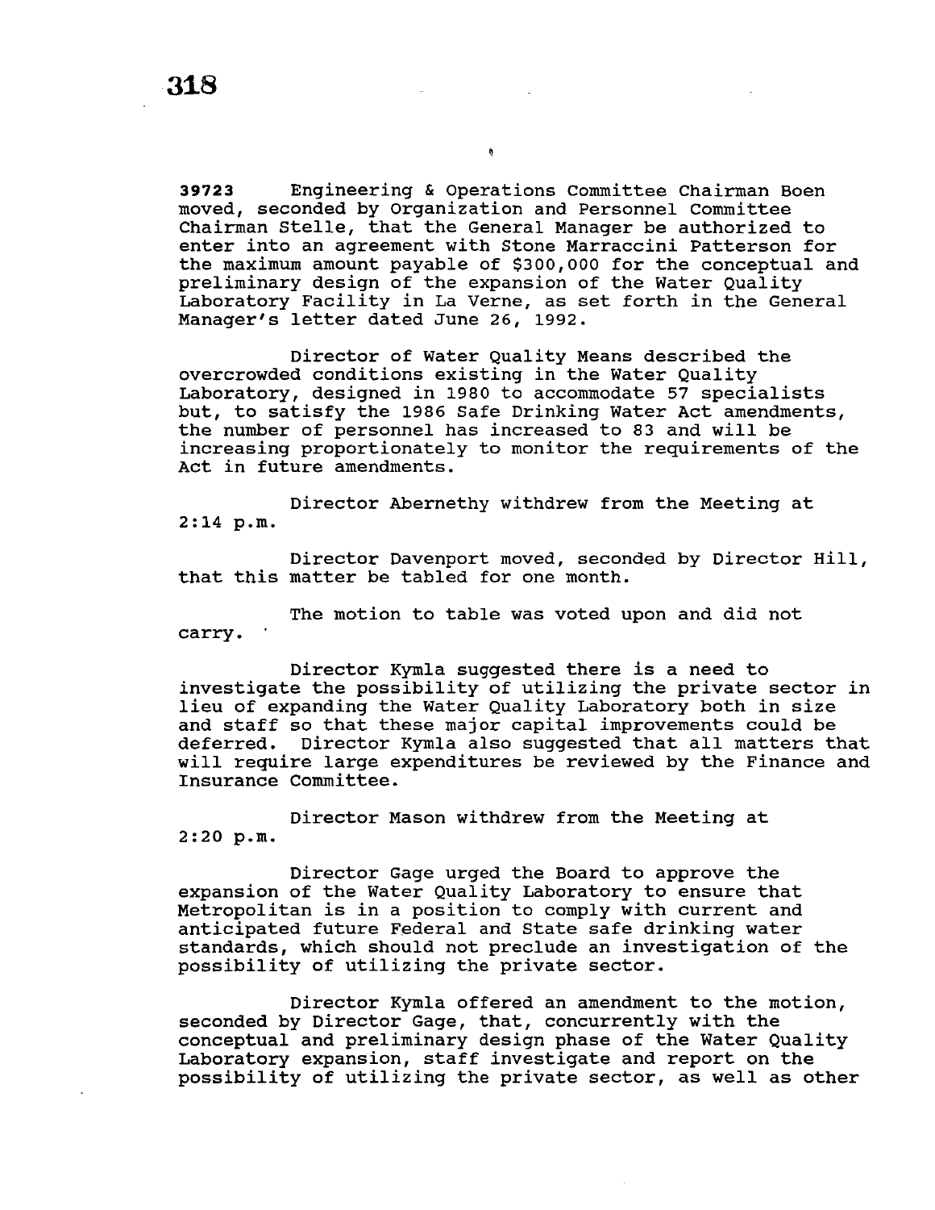**39723** Engineering & Operations Committee Chairman Boen moved, seconded by Organization and Personnel Committee Chairman Stelle, that the General Manager be authorized to enter into an agreement with Stone Marraccini Patterson for the maximum amount payable of $300,000 for the conceptual and preliminary design of the expansion of the Water Quality Laboratory Facility in La Verne, as set forth in the General Manager's letter dated June 26, 1992.

Director of Water Quality Means described the overcrowded conditions existing in the Water Quality Laboratory, designed in 1980 to accommodate 57 specialists but, to satisfy the 1986 Safe Drinking Water Act amendments, the number of personnel has increased to 83 and will be increasing proportionately to monitor the requirements of the Act in future amendments.

Director Abernethy withdrew from the Meeting at 2:14 p.m.

Director Davenport moved, seconded by Director Hill, that this matter be tabled for one month.

The motion to table was voted upon and did not carry.

Director Kymla suggested there is a need to investigate the possibility of utilizing the private sector in lieu of expanding the Water Quality Laboratory both in size and staff so that these major capital improvements could be deferred. Director Kymla also suggested that all matters that will require large expenditures be reviewed by the Finance and Insurance Committee.

Director Mason withdrew from the Meeting at 2:20 p.m.

Director Gage urged the Board to approve the expansion of the Water Quality Laboratory to ensure that Metropolitan is in a position to comply with current and anticipated future Federal and State safe drinking water standards, which should not preclude an investigation of the possibility of utilizing the private sector.

Director Kymla offered an amendment to the motion, seconded by Director Gage, that, concurrently with the conceptual and preliminary design phase of the Water Quality Laboratory expansion, staff investigate and report on the possibility of utilizing the private sector, as well as other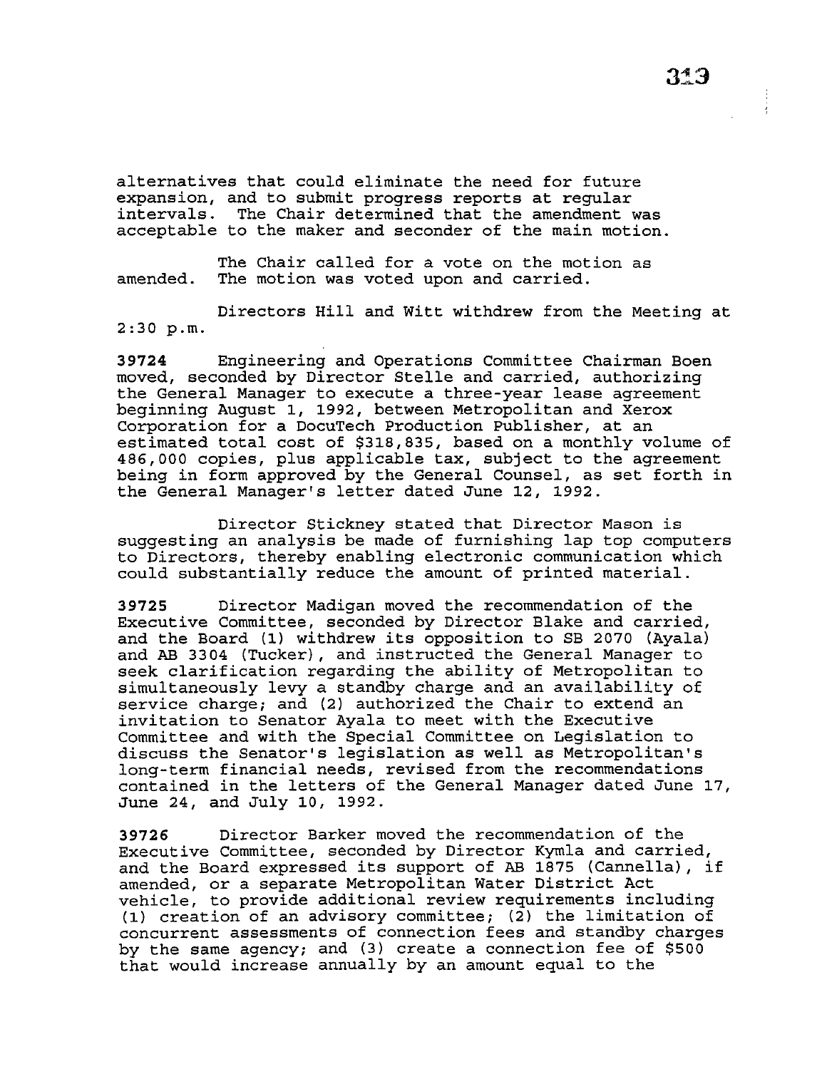alternatives that could eliminate the need for future expansion, and to submit progress reports at regular intervals. The Chair determined that the amendment was acceptable to the maker and seconder of the main motion.

The Chair called for a vote on the motion as amended. The motion was voted upon and carried.

Directors Hill and Witt withdrew from the Meeting at 2:30 p.m.

**39724** Engineering and Operations Committee Chairman Boen moved, seconded by Director Stelle and carried, authorizing the General Manager to execute a three-year lease agreement beginning August 1, 1992, between Metropolitan and Xerox Corporation for a DocuTech Production Publisher, at an estimated total cost of $318,835, based on a monthly volume of 486,000 copies, plus applicable tax, subject to the agreement being in form approved by the General Counsel, as set forth in the General Manager's letter dated June 12, 1992.

Director Stickney stated that Director Mason is suggesting an analysis be made of furnishing lap top computers to Directors, thereby enabling electronic communication which could substantially reduce the amount of printed material.

**39725** Director Madigan moved the recommendation of the Executive Committee, seconded by Director Blake and carried, and the Board (1) withdrew its opposition to SB 2070 (Ayala) and AB 3304 (Tucker), and instructed the General Manager to seek clarification regarding the ability of Metropolitan to simultaneously levy a standby charge and an availability of service charge; and (2) authorized the Chair to extend an invitation to Senator Ayala to meet with the Executive Committee and with the Special Committee on Legislation to discuss the Senator's legislation as well as Metropolitan's long-term financial needs, revised from the recommendations contained in the letters of the General Manager dated June 17, June 24, and July 10, 1992.

**39726** Director Barker moved the recommendation of the Executive Committee, seconded by Director Kymla and carried, and the Board expressed its support of AB 1875 (Cannella), if amended, or a separate Metropolitan Water District Act vehicle, to provide additional review requirements including (1) creation of an advisory committee; (2) the limitation of concurrent assessments of connection fees and standby charges by the same agency; and (3) create a connection fee of $500 that would increase annually by an amount equal to the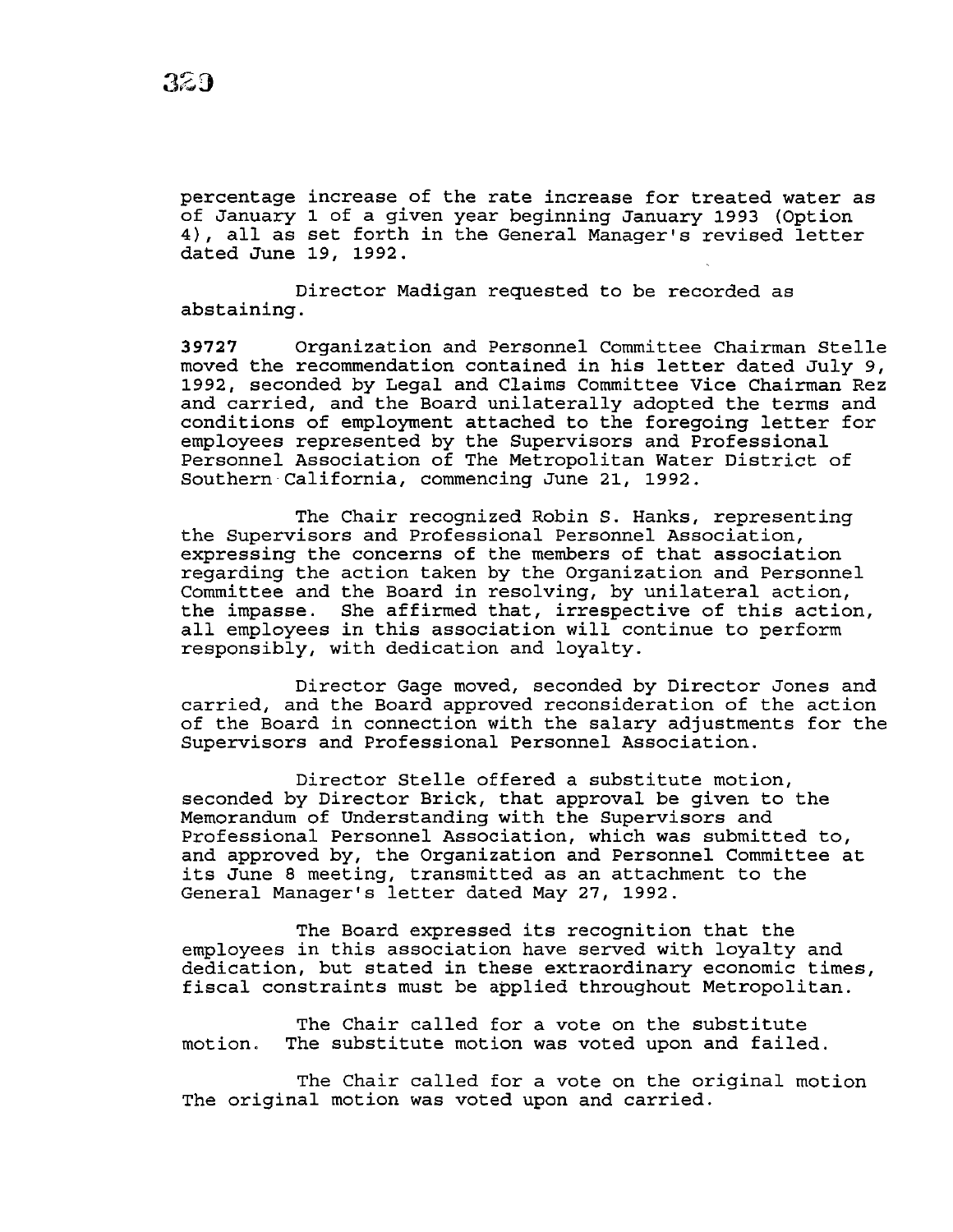percentage increase of the rate increase for treated water as of January 1 of a given year beginning January 1993 (Option 4), all as set forth in the General Manager's revised letter dated June 19, 1992.

Director Madigan requested to be recorded as abstaining.

**39727** Organization and Personnel Committee Chairman Stelle moved the recommendation contained in his letter dated July 9, 1992, seconded by Legal and Claims Committee Vice Chairman Rez and carried, and the Board unilaterally adopted the terms and conditions of employment attached to the foregoing letter for employees represented by the Supervisors and Professional Personnel Association of The Metropolitan Water District of Southern California, commencing June 21, 1992.

The Chair recognized Robin S. Hanks, representing the Supervisors and Professional Personnel Association, expressing the concerns of the members of that association regarding the action taken by the Organization and Personnel Committee and the Board in resolving, by unilateral action, the impasse. She affirmed that, irrespective of this action, all employees in this association will continue to perform responsibly, with dedication and loyalty.

Director Gage moved, seconded by Director Jones and carried, and the Board approved reconsideration of the action of the Board in connection with the salary adjustments for the Supervisors and Professional Personnel Association.

Director Stelle offered a substitute motion, seconded by Director Brick, that approval be given to the Memorandum of Understanding with the Supervisors and Professional Personnel Association, which was submitted to, and approved by, the Organization and Personnel Committee at its June 8 meeting, transmitted as an attachment to the General Manager's letter dated May 27, 1992.

The Board expressed its recognition that the employees in this association have served with loyalty and dedication, but stated in these extraordinary economic times, fiscal constraints must be applied throughout Metropolitan.

The Chair called for a vote on the substitute motion. The substitute motion was voted upon and failed.

The Chair called for a vote on the original motion The original motion was voted upon and carried.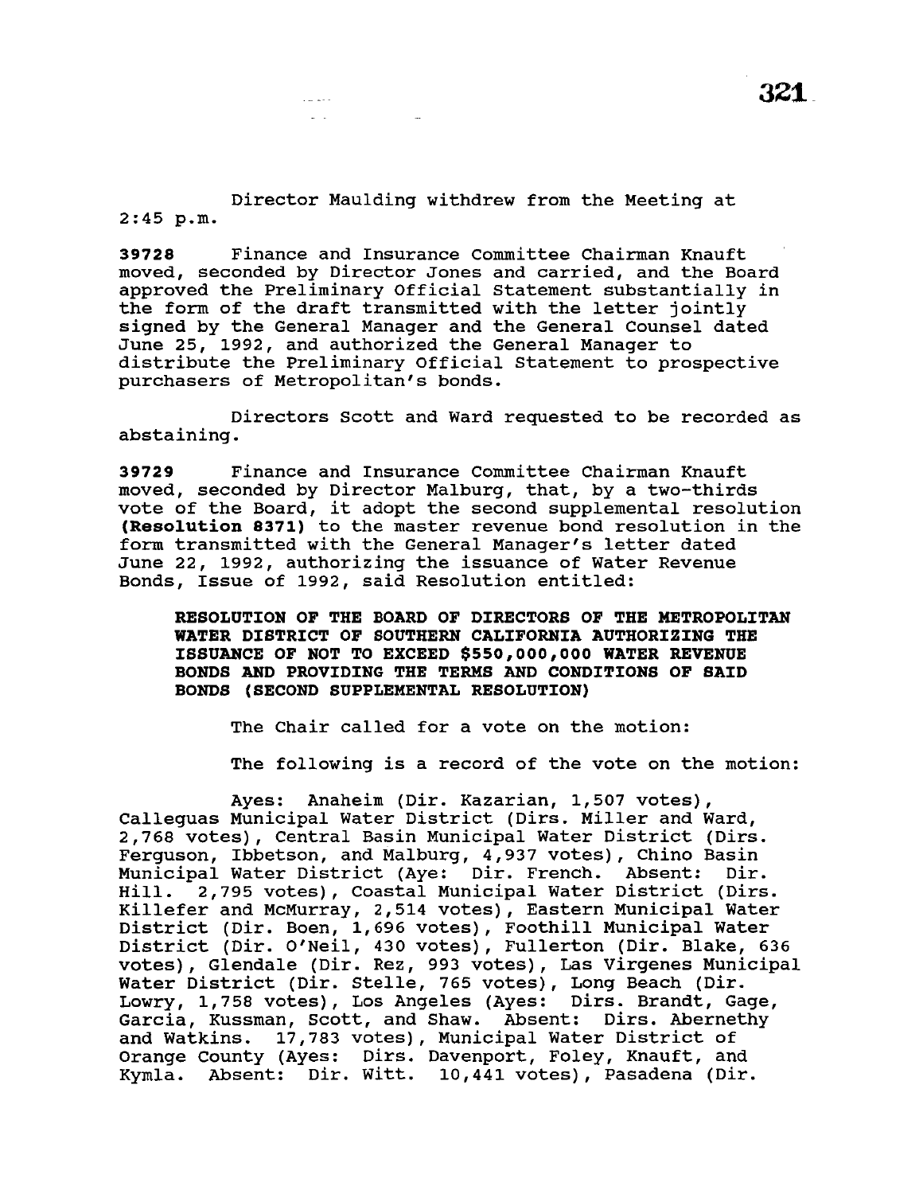Director Maulding withdrew from the Meeting at 2:45 p.m.

**39728** Finance and Insurance Committee Chairman Knauft moved, seconded by Director Jones and carried, and the Board approved the Preliminary Official Statement substantially in the form of the draft transmitted with the letter jointly signed by the General Manager and the General Counsel dated June 25, 1992, and authorized the General Manager to distribute the Preliminary Official Statement to prospective purchasers of Metropolitan's bonds.

Directors Scott and Ward requested to be recorded as abstaining.

**39729** Finance and Insurance Committee Chairman Knauft moved, seconded by Director Malburg, that, by a two-thirds vote of the Board, it adopt the second supplemental resolution **(Resolution 8371)** to the master revenue bond resolution in the form transmitted with the General Manager's letter dated June 22, 1992, authorizing the issuance of Water Revenue Bonds, Issue of 1992, said Resolution entitled:

**RESOLUTION OF THE BOARD OF DIRECTORS OF THE METROPOLITAN WATER DISTRICT OF SOUTHERN CALIFORNIA AUTHORIZING THE ISSUANCE OF NOT TO EXCEED $550,000,000 WATER REVENUE BONDS AND PROVIDING THE TERMS AND CONDITIONS OF SAID BONDS (SECOND SUPPLEMENTAL RESOLUTION)**

The Chair called for a vote on the motion:

The following is a record of the vote on the motion:

Ayes: Anaheim (Dir. Kazarian, 1,507 votes), Calleguas Municipal Water District (Dirs. Miller and Ward, 2,768 votes), Central Basin Municipal Water District (Dirs. Ferguson, Ibbetson, and Malburg, 4,937 votes), Chino Basin Municipal Water District (Aye: Dir. French. Absent: Dir. Hill. 2,795 votes), Coastal Municipal Water District (Dirs. Killefer and McMurray, 2,514 votes), Eastern Municipal Water District (Dir. Boen, 1,696 votes), Foothill Municipal Water District (Dir. O'Neil, 430 votes), Fullerton (Dir. Blake, 636 votes), Glendale (Dir. Rez, 993 votes), Las Virgenes Municipal Water District (Dir. Stelle, 765 votes), Long Beach (Dir. Lowry, 1,758 votes), Los Angeles (Ayes: Dirs. Brandt, Gage, Garcia, Kussman, Scott, and Shaw. Absent: Dirs. Abernethy and Watkins. 17,783 votes), Municipal Water District of Orange County (Ayes: Dirs. Davenport, Foley, Knauft, and Kymla. Absent: Dir. Witt. 10,441 votes), Pasadena (Dir.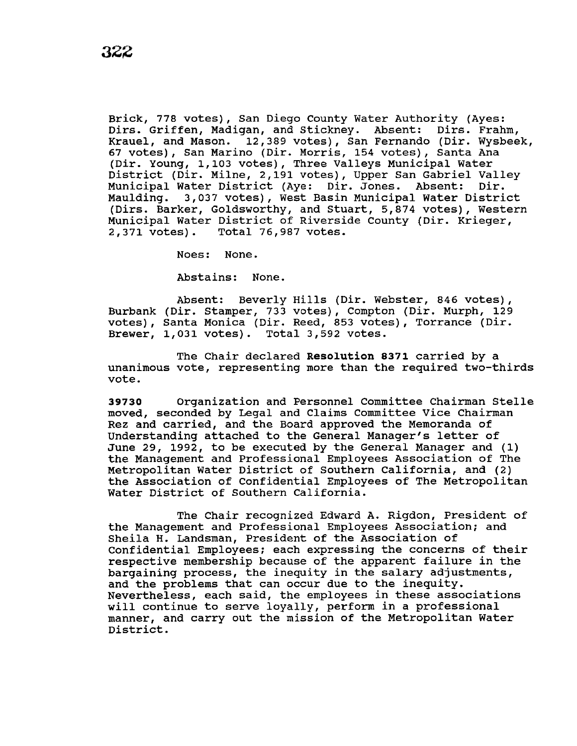Brick, 778 votes), San Diego County Water Authority (Ayes: Dirs. Griffen, Madigan, and Stickney. Absent: Dirs. Frahm, Krauel, and Mason. 12,389 votes), San Fernando (Dir. Wysbeek, 67 votes), San Marino (Dir. Morris, 154 votes), Santa Ana (Dir. Young, 1,103 votes), Three Valleys Municipal Water District (Dir. Milne, 2,191 votes), Upper San Gabriel Valley Municipal Water District (Aye: Dir. Jones. Absent: Dir. Maulding. 3,037 votes), West Basin Municipal Water District (Dirs. Barker, Goldsworthy, and Stuart, 5,874 votes), Western Municipal Water District of Riverside County (Dir. Krieger, 2,371 votes). Total 76,987 votes.

Noes: None.

Abstains: None.

Absent: Beverly Hills (Dir. Webster, 846 votes), Burbank (Dir. Stamper, 733 votes), Compton (Dir. Murph, 129 votes), Santa Monica (Dir. Reed, 853 votes), Torrance (Dir. Brewer, 1,031 votes). Total 3,592 votes.

The Chair declared **Resolution 8371** carried by a unanimous vote, representing more than the required two-thirds vote.

**39730** Organization and Personnel Committee Chairman Stelle moved, seconded by Legal and Claims Committee Vice Chairman Rez and carried, and the Board approved the Memoranda of Understanding attached to the General Manager's letter of June 29, 1992, to be executed by the General Manager and (1) the Management and Professional Employees Association of The Metropolitan Water District of Southern California, and (2) the Association of Confidential Employees of The Metropolitan Water District of Southern California.

The Chair recognized Edward A. Rigdon, President of the Management and Professional Employees Association; and Sheila H. Landsman, President of the Association of Confidential Employees; each expressing the concerns of their respective membership because of the apparent failure in the bargaining process, the inequity in the salary adjustments, and the problems that can occur due to the inequity. Nevertheless, each said, the employees in these associations will continue to serve loyally, perform in a professional manner, and carry out the mission of the Metropolitan Water District.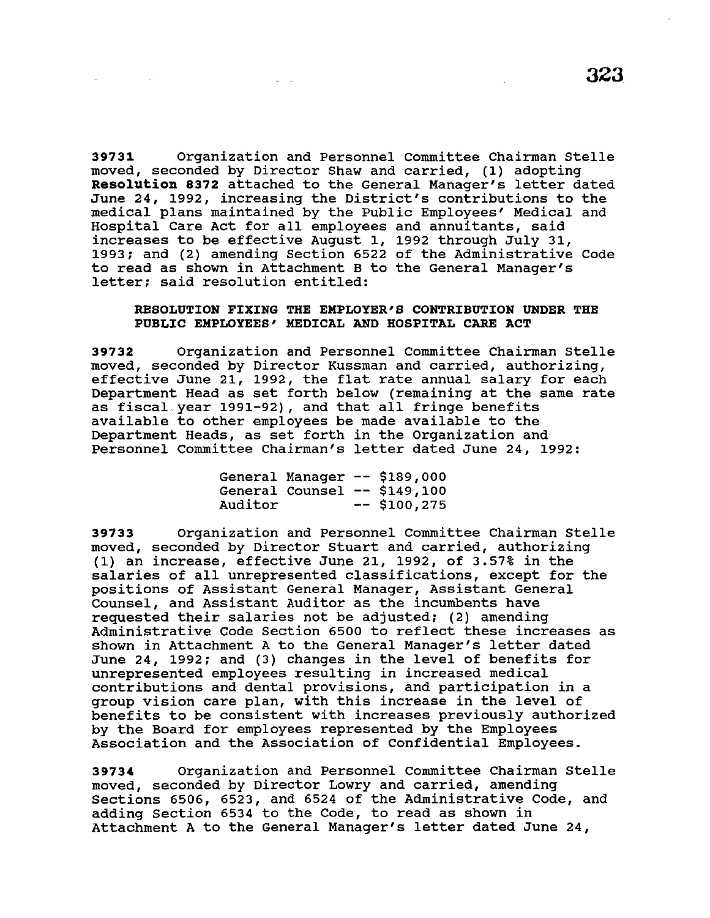**39731** Organization and Personnel Committee Chairman Stelle moved, seconded by Director Shaw and carried, (1) adopting **Resolution 8372** attached to the General Manager's letter dated June 24, 1992, increasing the District's contributions to the medical plans maintained by the Public Employees' Medical and Hospital Care Act for all employees and annuitants, said increases to be effective August 1, 1992 through July 31, 1993; and (2) amending Section 6522 of the Administrative Code to read as shown in Attachment B to the General Manager's letter; said resolution entitled:

**RESOLUTION FIXING THE EMPLOYER'S CONTRIBUTION UNDER THE PUBLIC EMPLOYEES' MEDICAL AND HOSPITAL CARE ACT**

**39732** Organization and Personnel Committee Chairman Stelle moved, seconded by Director Kussman and carried, authorizing, effective June 21, 1992, the flat rate annual salary for each Department Head as set forth below (remaining at the same rate as fiscal year 1991-92), and that all fringe benefits available to other employees be made available to the Department Heads, as set forth in the Organization and Personnel Committee Chairman's letter dated June 24, 1992:

General Manager -- $189,000
General Counsel -- $149,100
Auditor -- $100,275

**39733** Organization and Personnel Committee Chairman Stelle moved, seconded by Director Stuart and carried, authorizing (1) an increase, effective June 21, 1992, of 3.57% in the salaries of all unrepresented classifications, except for the positions of Assistant General Manager, Assistant General Counsel, and Assistant Auditor as the incumbents have requested their salaries not be adjusted; (2) amending Administrative Code Section 6500 to reflect these increases as shown in Attachment A to the General Manager's letter dated June 24, 1992; and (3) changes in the level of benefits for unrepresented employees resulting in increased medical contributions and dental provisions, and participation in a group vision care plan, with this increase in the level of benefits to be consistent with increases previously authorized by the Board for employees represented by the Employees Association and the Association of Confidential Employees.

**39734** Organization and Personnel Committee Chairman Stelle moved, seconded by Director Lowry and carried, amending Sections 6506, 6523, and 6524 of the Administrative Code, and adding Section 6534 to the Code, to read as shown in Attachment A to the General Manager's letter dated June 24,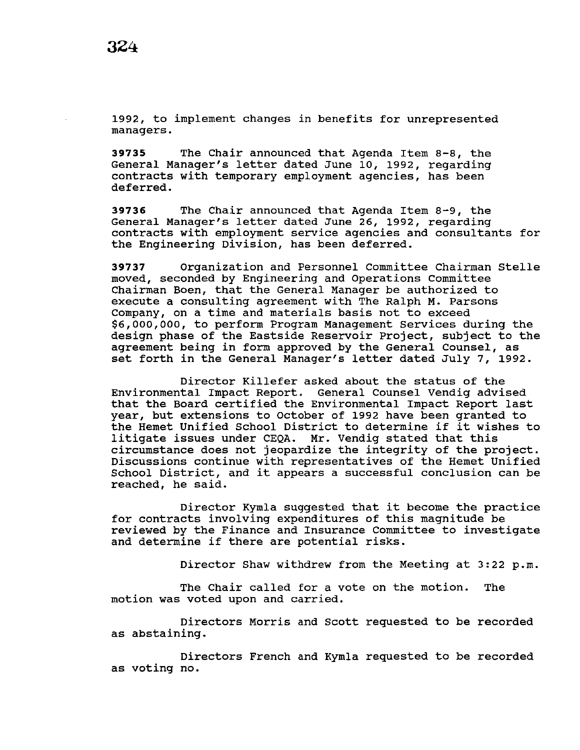1992, to implement changes in benefits for unrepresented managers.

**39735** The Chair announced that Agenda Item 8-8, the General Manager's letter dated June 10, 1992, regarding contracts with temporary employment agencies, has been deferred.

**39736** The Chair announced that Agenda Item 8-9, the General Manager's letter dated June 26, 1992, regarding contracts with employment service agencies and consultants for the Engineering Division, has been deferred.

**39737** Organization and Personnel Committee Chairman Stelle moved, seconded by Engineering and Operations Committee Chairman Boen, that the General Manager be authorized to execute a consulting agreement with The Ralph M. Parsons Company, on a time and materials basis not to exceed $6,000,000, to perform Program Management Services during the design phase of the Eastside Reservoir Project, subject to the agreement being in form approved by the General Counsel, as set forth in the General Manager's letter dated July 7, 1992.

Director Killefer asked about the status of the Environmental Impact Report. General Counsel Vendig advised that the Board certified the Environmental Impact Report last year, but extensions to October of 1992 have been granted to the Hemet Unified School District to determine if it wishes to litigate issues under CEQA. Mr. Vendig stated that this circumstance does not jeopardize the integrity of the project. Discussions continue with representatives of the Hemet Unified School District, and it appears a successful conclusion can be reached, he said.

Director Kymla suggested that it become the practice for contracts involving expenditures of this magnitude be reviewed by the Finance and Insurance Committee to investigate and determine if there are potential risks.

Director Shaw withdrew from the Meeting at 3:22 p.m.

The Chair called for a vote on the motion. The motion was voted upon and carried.

Directors Morris and Scott requested to be recorded as abstaining.

Directors French and Kymla requested to be recorded as voting no.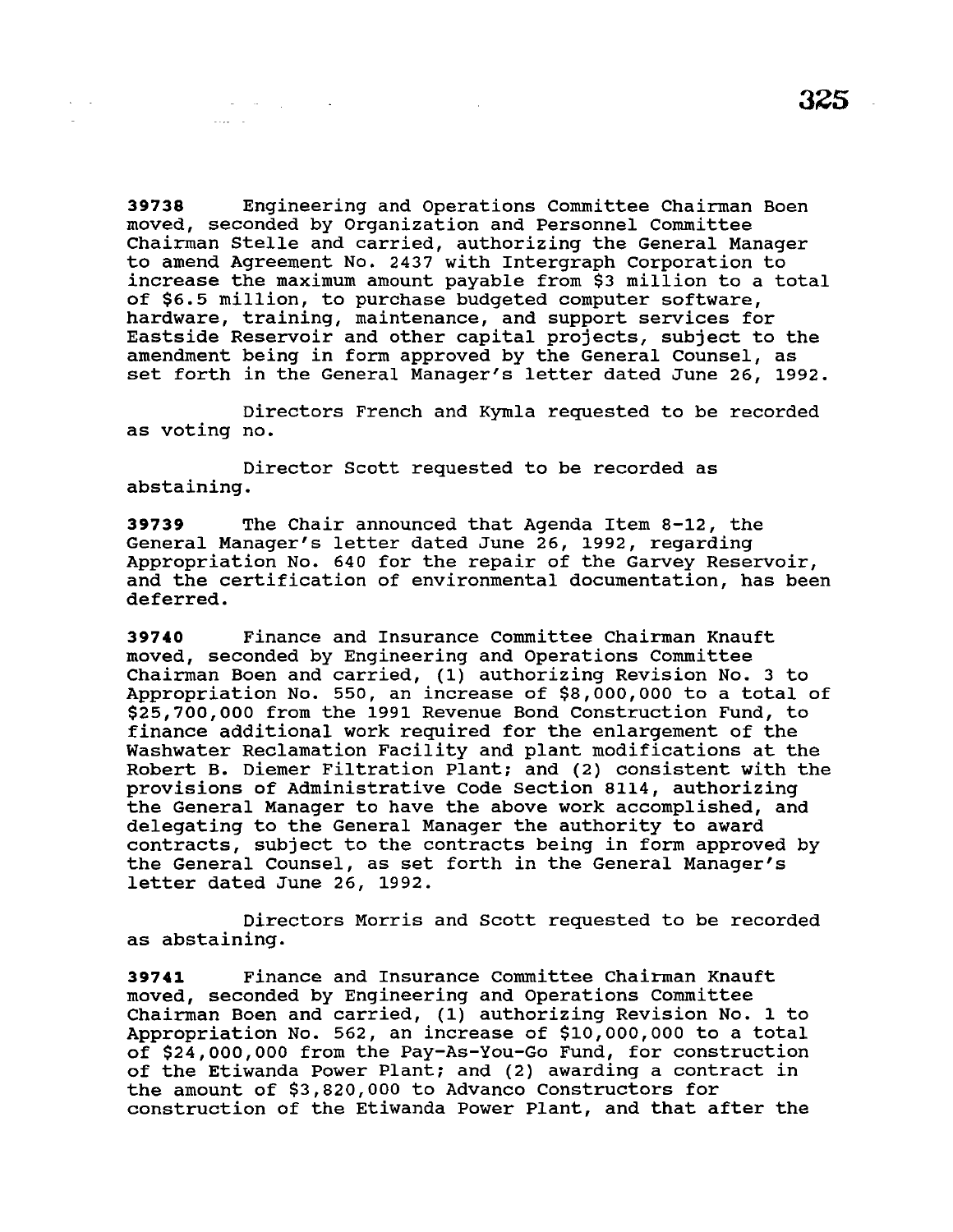**39738** Engineering and Operations Committee Chairman Boen moved, seconded by Organization and Personnel Committee Chairman Stelle and carried, authorizing the General Manager to amend Agreement No. 2437 with Intergraph Corporation to increase the maximum amount payable from $3 million to a total of $6.5 million, to purchase budgeted computer software, hardware, training, maintenance, and support services for Eastside Reservoir and other capital projects, subject to the amendment being in form approved by the General Counsel, as set forth in the General Manager's letter dated June 26, 1992.

Directors French and Kymla requested to be recorded as voting no.

Director Scott requested to be recorded as abstaining.

**39739** The Chair announced that Agenda Item 8-12, the General Manager's letter dated June 26, 1992, regarding Appropriation No. 640 for the repair of the Garvey Reservoir, and the certification of environmental documentation, has been deferred.

**39740** Finance and Insurance Committee Chairman Knauft moved, seconded by Engineering and Operations Committee Chairman Boen and carried, (1) authorizing Revision No. 3 to Appropriation No. 550, an increase of $8,000,000 to a total of $25,700,000 from the 1991 Revenue Bond Construction Fund, to finance additional work required for the enlargement of the Washwater Reclamation Facility and plant modifications at the Robert B. Diemer Filtration Plant; and (2) consistent with the provisions of Administrative Code Section 8114, authorizing the General Manager to have the above work accomplished, and delegating to the General Manager the authority to award contracts, subject to the contracts being in form approved by the General Counsel, as set forth in the General Manager's letter dated June 26, 1992.

Directors Morris and Scott requested to be recorded as abstaining.

**39741** Finance and Insurance Committee Chairman Knauft moved, seconded by Engineering and Operations Committee Chairman Boen and carried, (1) authorizing Revision No. 1 to Appropriation No. 562, an increase of $10,000,000 to a total of $24,000,000 from the Pay-As-You-Go Fund, for construction of the Etiwanda Power Plant; and (2) awarding a contract in the amount of $3,820,000 to Advanco Constructors for construction of the Etiwanda Power Plant, and that after the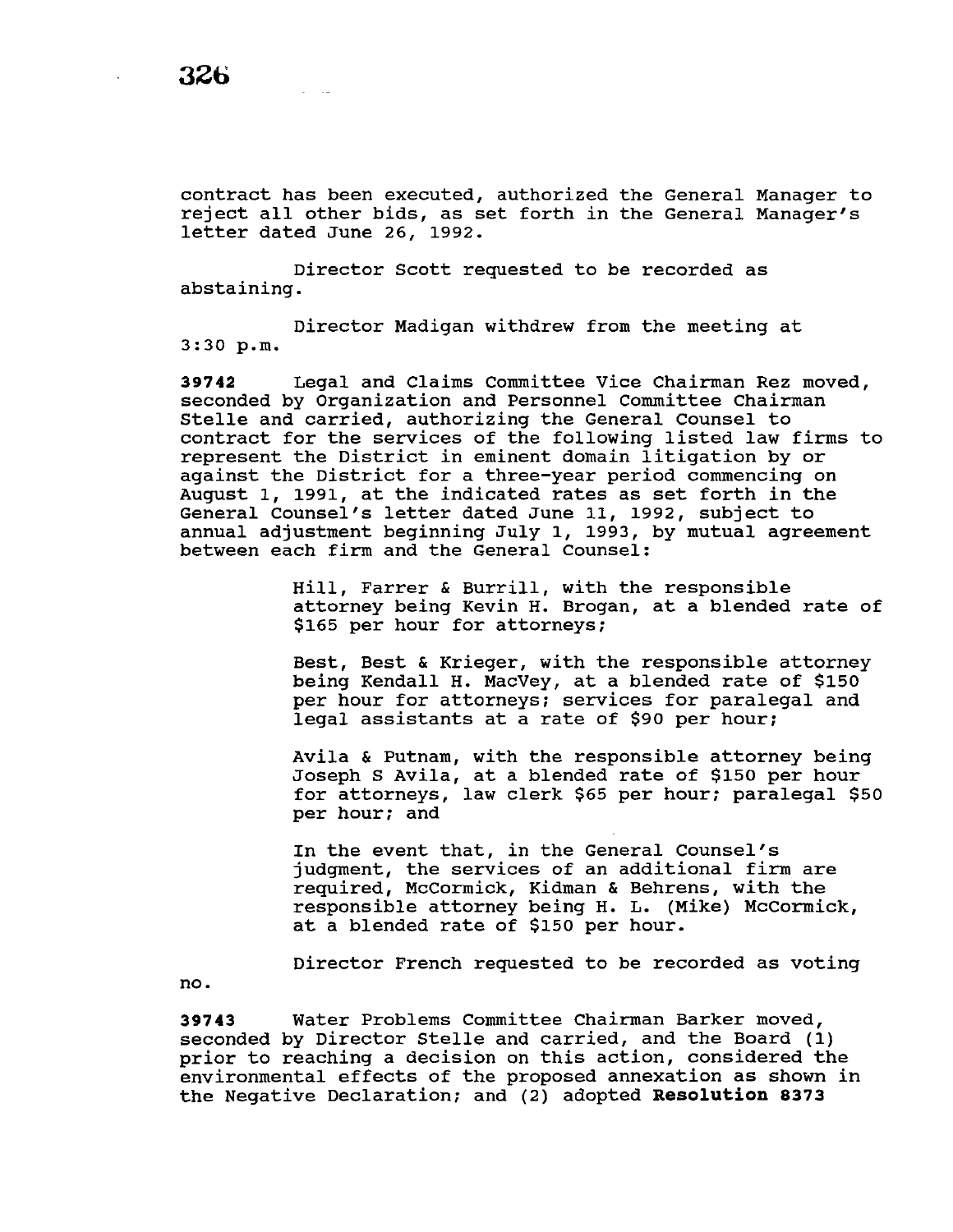contract has been executed, authorized the General Manager to reject all other bids, as set forth in the General Manager's letter dated June 26, 1992.

Director Scott requested to be recorded as abstaining.

Director Madigan withdrew from the meeting at 3:30 p.m.

**39742** Legal and Claims Committee Vice Chairman Rez moved, seconded by Organization and Personnel Committee Chairman Stelle and carried, authorizing the General Counsel to contract for the services of the following listed law firms to represent the District in eminent domain litigation by or against the District for a three-year period commencing on August 1, 1991, at the indicated rates as set forth in the General Counsel's letter dated June 11, 1992, subject to annual adjustment beginning July 1, 1993, by mutual agreement between each firm and the General Counsel:

> Hill, Farrer & Burrill, with the responsible attorney being Kevin H. Brogan, at a blended rate of $165 per hour for attorneys;
>
> Best, Best & Krieger, with the responsible attorney being Kendall H. MacVey, at a blended rate of $150 per hour for attorneys; services for paralegal and legal assistants at a rate of $90 per hour;
>
> Avila & Putnam, with the responsible attorney being Joseph S Avila, at a blended rate of $150 per hour for attorneys, law clerk $65 per hour; paralegal $50 per hour; and
>
> In the event that, in the General Counsel's judgment, the services of an additional firm are required, McCormick, Kidman & Behrens, with the responsible attorney being H. L. (Mike) McCormick, at a blended rate of $150 per hour.

Director French requested to be recorded as voting no.

**39743** Water Problems Committee Chairman Barker moved, seconded by Director Stelle and carried, and the Board (1) prior to reaching a decision on this action, considered the environmental effects of the proposed annexation as shown in the Negative Declaration; and (2) adopted **Resolution 8373**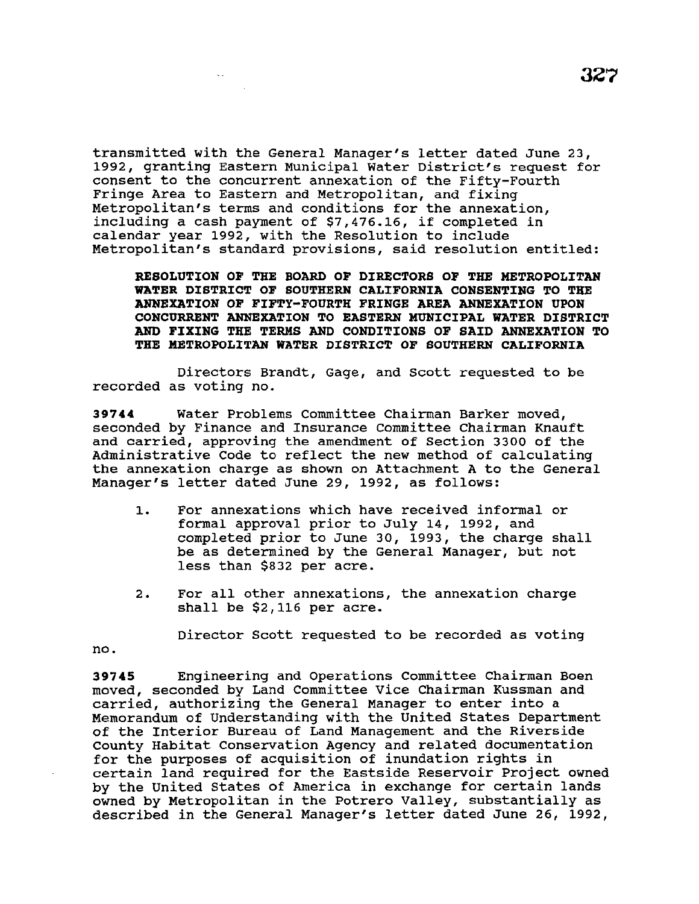transmitted with the General Manager's letter dated June 23, 1992, granting Eastern Municipal Water District's request for consent to the concurrent annexation of the Fifty-Fourth Fringe Area to Eastern and Metropolitan, and fixing Metropolitan's terms and conditions for the annexation, including a cash payment of $7,476.16, if completed in calendar year 1992, with the Resolution to include Metropolitan's standard provisions, said resolution entitled:

> **RESOLUTION OF THE BOARD OF DIRECTORS OF THE METROPOLITAN WATER DISTRICT OF SOUTHERN CALIFORNIA CONSENTING TO THE ANNEXATION OF FIFTY-FOURTH FRINGE AREA ANNEXATION UPON CONCURRENT ANNEXATION TO EASTERN MUNICIPAL WATER DISTRICT AND FIXING THE TERMS AND CONDITIONS OF SAID ANNEXATION TO THE METROPOLITAN WATER DISTRICT OF SOUTHERN CALIFORNIA**

Directors Brandt, Gage, and Scott requested to be recorded as voting no.

**39744** Water Problems Committee Chairman Barker moved, seconded by Finance and Insurance Committee Chairman Knauft and carried, approving the amendment of Section 3300 of the Administrative Code to reflect the new method of calculating the annexation charge as shown on Attachment A to the General Manager's letter dated June 29, 1992, as follows:

1. For annexations which have received informal or formal approval prior to July 14, 1992, and completed prior to June 30, 1993, the charge shall be as determined by the General Manager, but not less than $832 per acre.
2. For all other annexations, the annexation charge shall be $2,116 per acre.

Director Scott requested to be recorded as voting no.

**39745** Engineering and Operations Committee Chairman Boen moved, seconded by Land Committee Vice Chairman Kussman and carried, authorizing the General Manager to enter into a Memorandum of Understanding with the United States Department of the Interior Bureau of Land Management and the Riverside County Habitat Conservation Agency and related documentation for the purposes of acquisition of inundation rights in certain land required for the Eastside Reservoir Project owned by the United States of America in exchange for certain lands owned by Metropolitan in the Potrero Valley, substantially as described in the General Manager's letter dated June 26, 1992,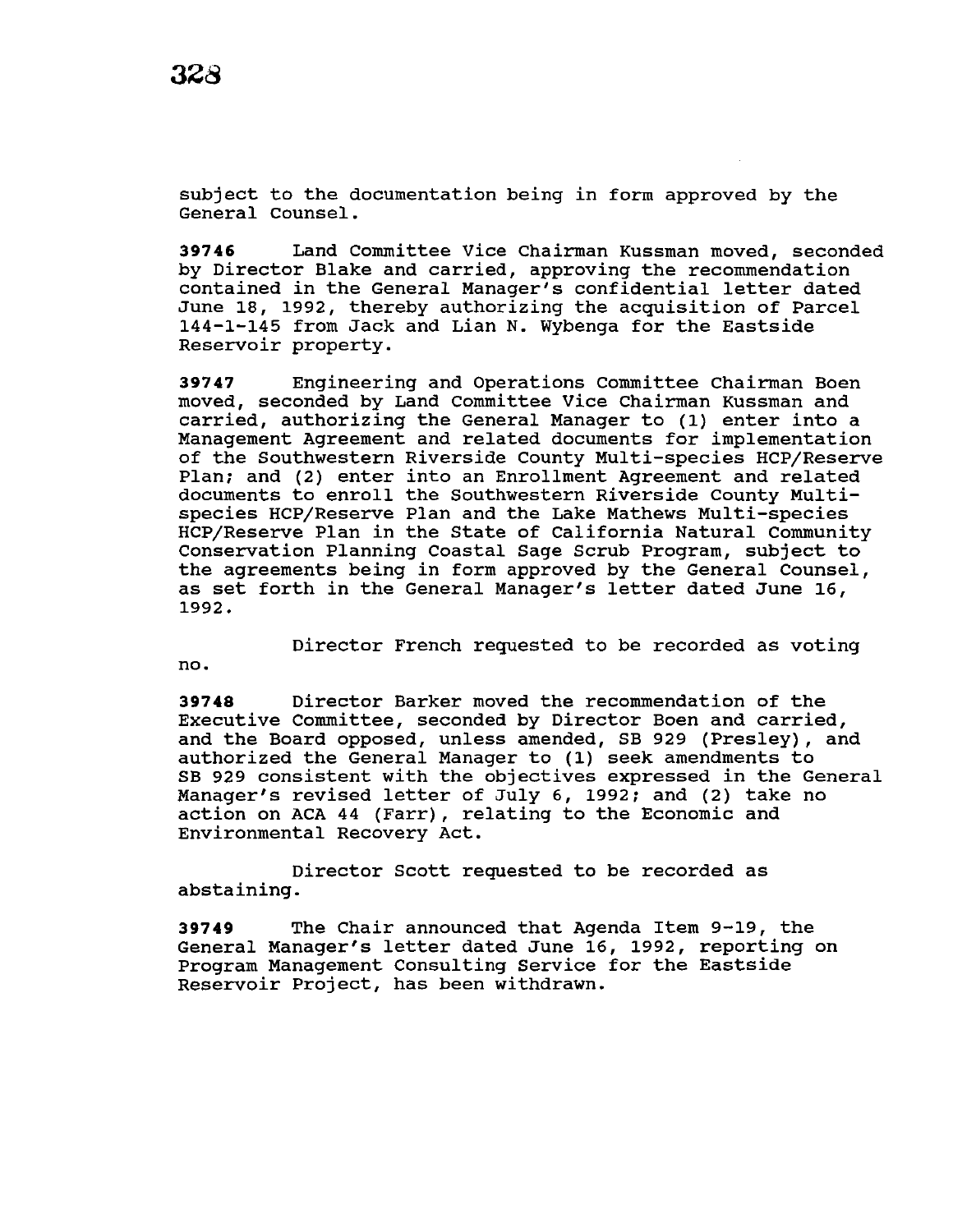subject to the documentation being in form approved by the General Counsel.

**39746** Land Committee Vice Chairman Kussman moved, seconded by Director Blake and carried, approving the recommendation contained in the General Manager's confidential letter dated June 18, 1992, thereby authorizing the acquisition of Parcel 144-1-145 from Jack and Lian N. Wybenga for the Eastside Reservoir property.

**39747** Engineering and Operations Committee Chairman Boen moved, seconded by Land Committee Vice Chairman Kussman and carried, authorizing the General Manager to (1) enter into a Management Agreement and related documents for implementation of the Southwestern Riverside County Multi-species HCP/Reserve Plan; and (2) enter into an Enrollment Agreement and related documents to enroll the Southwestern Riverside County Multi-species HCP/Reserve Plan and the Lake Mathews Multi-species HCP/Reserve Plan in the State of California Natural Community Conservation Planning Coastal Sage Scrub Program, subject to the agreements being in form approved by the General Counsel, as set forth in the General Manager's letter dated June 16, 1992.

Director French requested to be recorded as voting no.

**39748** Director Barker moved the recommendation of the Executive Committee, seconded by Director Boen and carried, and the Board opposed, unless amended, SB 929 (Presley), and authorized the General Manager to (1) seek amendments to SB 929 consistent with the objectives expressed in the General Manager's revised letter of July 6, 1992; and (2) take no action on ACA 44 (Farr), relating to the Economic and Environmental Recovery Act.

Director Scott requested to be recorded as abstaining.

**39749** The Chair announced that Agenda Item 9-19, the General Manager's letter dated June 16, 1992, reporting on Program Management Consulting Service for the Eastside Reservoir Project, has been withdrawn.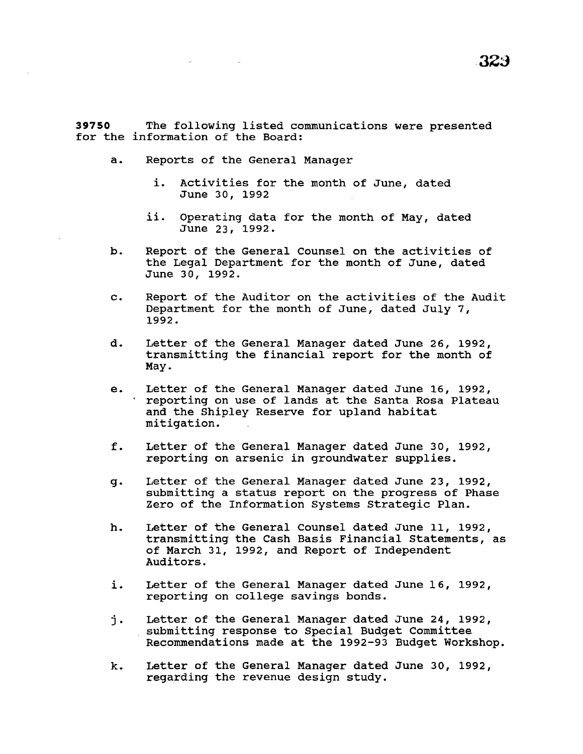**39750** The following listed communications were presented for the information of the Board:

a. Reports of the General Manager

   i. Activities for the month of June, dated June 30, 1992

   ii. Operating data for the month of May, dated June 23, 1992.

b. Report of the General Counsel on the activities of the Legal Department for the month of June, dated June 30, 1992.

c. Report of the Auditor on the activities of the Audit Department for the month of June, dated July 7, 1992.

d. Letter of the General Manager dated June 26, 1992, transmitting the financial report for the month of May.

e. Letter of the General Manager dated June 16, 1992, reporting on use of lands at the Santa Rosa Plateau and the Shipley Reserve for upland habitat mitigation.

f. Letter of the General Manager dated June 30, 1992, reporting on arsenic in groundwater supplies.

g. Letter of the General Manager dated June 23, 1992, submitting a status report on the progress of Phase Zero of the Information Systems Strategic Plan.

h. Letter of the General Counsel dated June 11, 1992, transmitting the Cash Basis Financial Statements, as of March 31, 1992, and Report of Independent Auditors.

i. Letter of the General Manager dated June 16, 1992, reporting on college savings bonds.

j. Letter of the General Manager dated June 24, 1992, submitting response to Special Budget Committee Recommendations made at the 1992-93 Budget Workshop.

k. Letter of the General Manager dated June 30, 1992, regarding the revenue design study.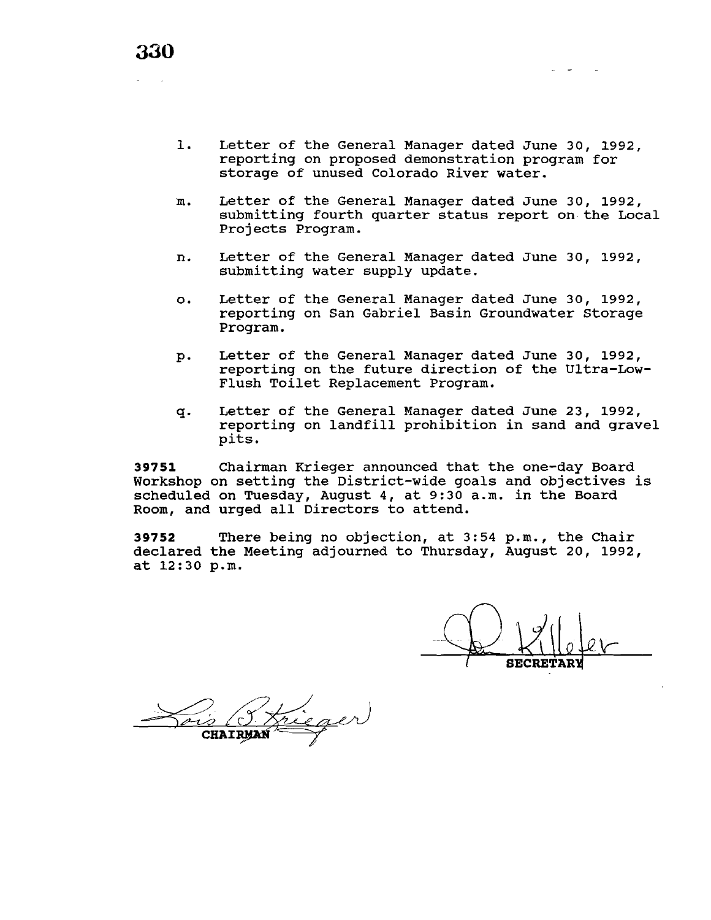l. Letter of the General Manager dated June 30, 1992, reporting on proposed demonstration program for storage of unused Colorado River water.

m. Letter of the General Manager dated June 30, 1992, submitting fourth quarter status report on the Local Projects Program.

n. Letter of the General Manager dated June 30, 1992, submitting water supply update.

o. Letter of the General Manager dated June 30, 1992, reporting on San Gabriel Basin Groundwater Storage Program.

p. Letter of the General Manager dated June 30, 1992, reporting on the future direction of the Ultra-Low-Flush Toilet Replacement Program.

q. Letter of the General Manager dated June 23, 1992, reporting on landfill prohibition in sand and gravel pits.

**39751** Chairman Krieger announced that the one-day Board Workshop on setting the District-wide goals and objectives is scheduled on Tuesday, August 4, at 9:30 a.m. in the Board Room, and urged all Directors to attend.

**39752** There being no objection, at 3:54 p.m., the Chair declared the Meeting adjourned to Thursday, August 20, 1992, at 12:30 p.m.

SECRETARY

CHAIRMAN